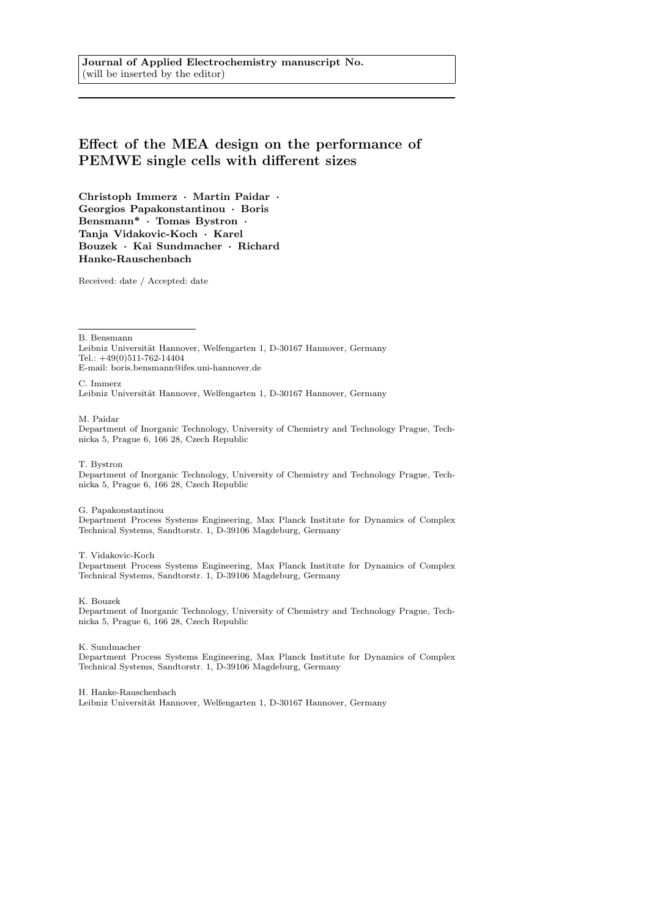**Journal of Applied Electrochemistry manuscript No.**
(will be inserted by the editor)

# Effect of the MEA design on the performance of PEMWE single cells with different sizes

**Christoph Immerz · Martin Paidar · Georgios Papakonstantinou · Boris Bensmann* · Tomas Bystron · Tanja Vidakovic-Koch · Karel Bouzek · Kai Sundmacher · Richard Hanke-Rauschenbach**

Received: date / Accepted: date

---

B. Bensmann
Leibniz Universität Hannover, Welfengarten 1, D-30167 Hannover, Germany
Tel.: +49(0)511-762-14404
E-mail: boris.bensmann@ifes.uni-hannover.de

C. Immerz
Leibniz Universität Hannover, Welfengarten 1, D-30167 Hannover, Germany

M. Paidar
Department of Inorganic Technology, University of Chemistry and Technology Prague, Technicka 5, Prague 6, 166 28, Czech Republic

T. Bystron
Department of Inorganic Technology, University of Chemistry and Technology Prague, Technicka 5, Prague 6, 166 28, Czech Republic

G. Papakonstantinou
Department Process Systems Engineering, Max Planck Institute for Dynamics of Complex Technical Systems, Sandtorstr. 1, D-39106 Magdeburg, Germany

T. Vidakovic-Koch
Department Process Systems Engineering, Max Planck Institute for Dynamics of Complex Technical Systems, Sandtorstr. 1, D-39106 Magdeburg, Germany

K. Bouzek
Department of Inorganic Technology, University of Chemistry and Technology Prague, Technicka 5, Prague 6, 166 28, Czech Republic

K. Sundmacher
Department Process Systems Engineering, Max Planck Institute for Dynamics of Complex Technical Systems, Sandtorstr. 1, D-39106 Magdeburg, Germany

H. Hanke-Rauschenbach
Leibniz Universität Hannover, Welfengarten 1, D-30167 Hannover, Germany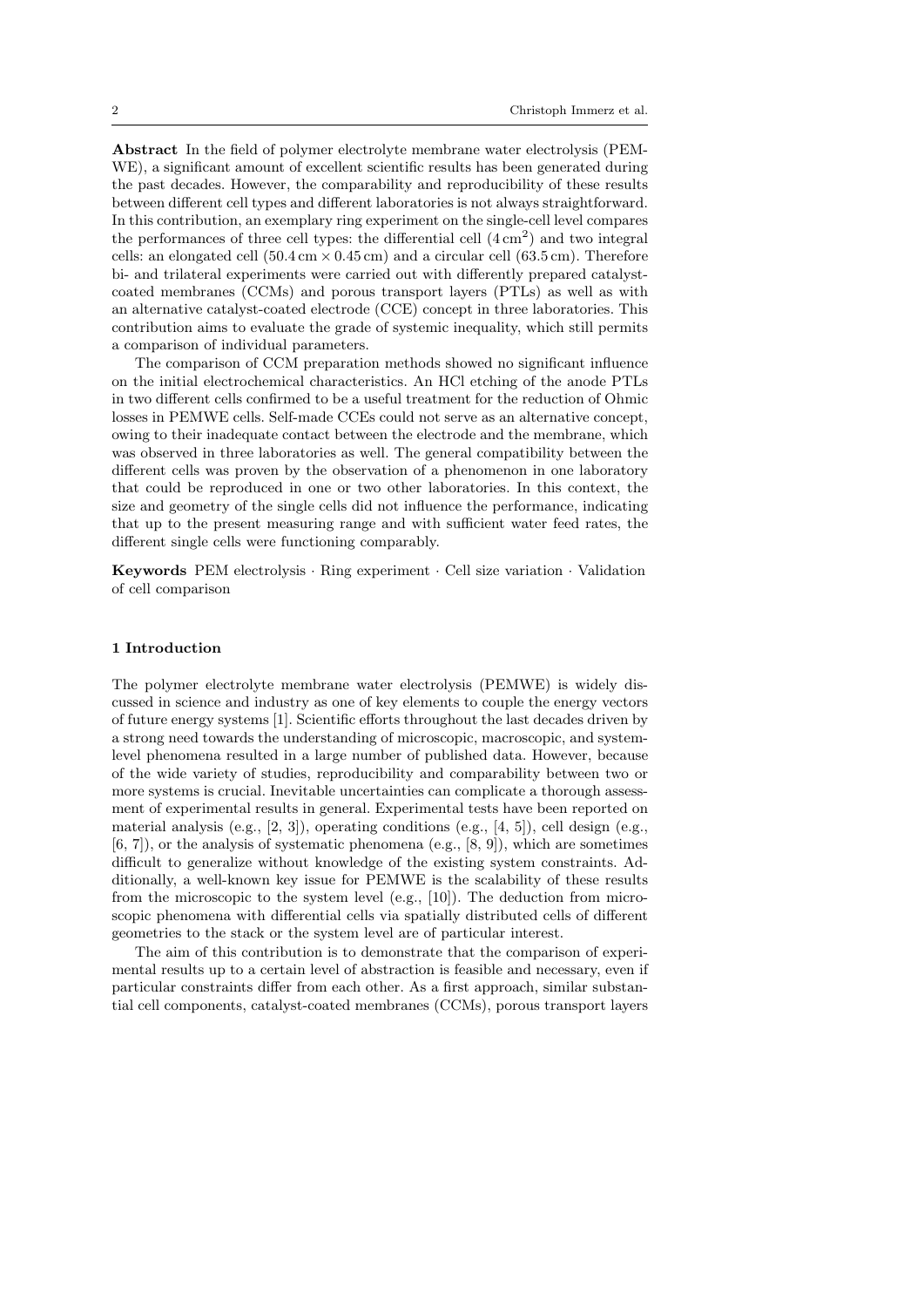**Abstract** In the field of polymer electrolyte membrane water electrolysis (PEMWE), a significant amount of excellent scientific results has been generated during the past decades. However, the comparability and reproducibility of these results between different cell types and different laboratories is not always straightforward. In this contribution, an exemplary ring experiment on the single-cell level compares the performances of three cell types: the differential cell ($4\,\mathrm{cm}^2$) and two integral cells: an elongated cell ($50.4\,\mathrm{cm} \times 0.45\,\mathrm{cm}$) and a circular cell ($63.5\,\mathrm{cm}$). Therefore bi- and trilateral experiments were carried out with differently prepared catalyst-coated membranes (CCMs) and porous transport layers (PTLs) as well as with an alternative catalyst-coated electrode (CCE) concept in three laboratories. This contribution aims to evaluate the grade of systemic inequality, which still permits a comparison of individual parameters.

The comparison of CCM preparation methods showed no significant influence on the initial electrochemical characteristics. An HCl etching of the anode PTLs in two different cells confirmed to be a useful treatment for the reduction of Ohmic losses in PEMWE cells. Self-made CCEs could not serve as an alternative concept, owing to their inadequate contact between the electrode and the membrane, which was observed in three laboratories as well. The general compatibility between the different cells was proven by the observation of a phenomenon in one laboratory that could be reproduced in one or two other laboratories. In this context, the size and geometry of the single cells did not influence the performance, indicating that up to the present measuring range and with sufficient water feed rates, the different single cells were functioning comparably.

**Keywords** PEM electrolysis · Ring experiment · Cell size variation · Validation of cell comparison

## 1 Introduction

The polymer electrolyte membrane water electrolysis (PEMWE) is widely discussed in science and industry as one of key elements to couple the energy vectors of future energy systems [1]. Scientific efforts throughout the last decades driven by a strong need towards the understanding of microscopic, macroscopic, and system-level phenomena resulted in a large number of published data. However, because of the wide variety of studies, reproducibility and comparability between two or more systems is crucial. Inevitable uncertainties can complicate a thorough assessment of experimental results in general. Experimental tests have been reported on material analysis (e.g., [2, 3]), operating conditions (e.g., [4, 5]), cell design (e.g., [6, 7]), or the analysis of systematic phenomena (e.g., [8, 9]), which are sometimes difficult to generalize without knowledge of the existing system constraints. Additionally, a well-known key issue for PEMWE is the scalability of these results from the microscopic to the system level (e.g., [10]). The deduction from microscopic phenomena with differential cells via spatially distributed cells of different geometries to the stack or the system level are of particular interest.

The aim of this contribution is to demonstrate that the comparison of experimental results up to a certain level of abstraction is feasible and necessary, even if particular constraints differ from each other. As a first approach, similar substantial cell components, catalyst-coated membranes (CCMs), porous transport layers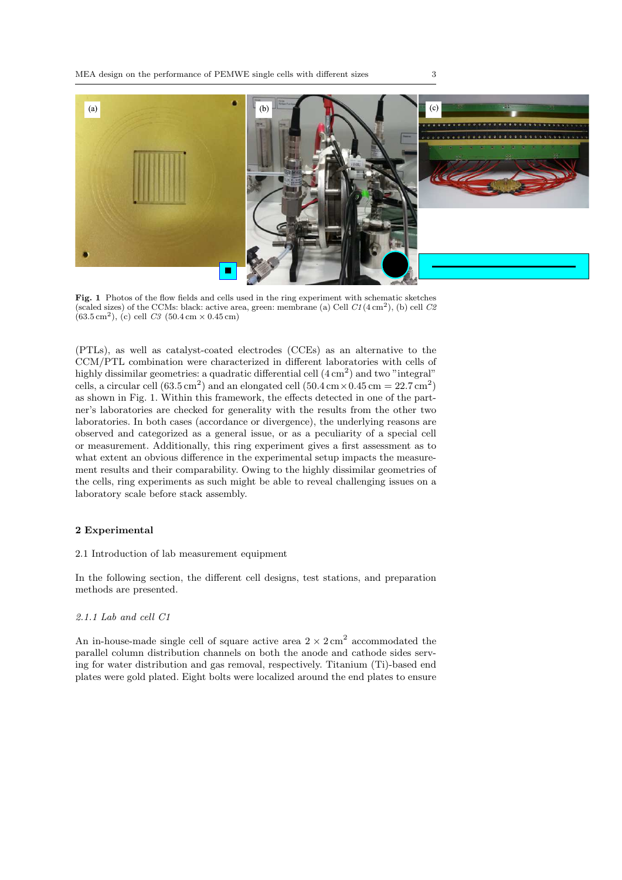Fig. 1 Photos of the flow fields and cells used in the ring experiment with schematic sketches (scaled sizes) of the CCMs: black: active area, green: membrane (a) Cell *C1* ($4\,\mathrm{cm}^2$), (b) cell *C2* ($63.5\,\mathrm{cm}^2$), (c) cell *C3* ($50.4\,\mathrm{cm} \times 0.45\,\mathrm{cm}$)

(PTLs), as well as catalyst-coated electrodes (CCEs) as an alternative to the CCM/PTL combination were characterized in different laboratories with cells of highly dissimilar geometries: a quadratic differential cell ($4\,\mathrm{cm}^2$) and two "integral" cells, a circular cell ($63.5\,\mathrm{cm}^2$) and an elongated cell ($50.4\,\mathrm{cm} \times 0.45\,\mathrm{cm} = 22.7\,\mathrm{cm}^2$) as shown in Fig. 1. Within this framework, the effects detected in one of the partner's laboratories are checked for generality with the results from the other two laboratories. In both cases (accordance or divergence), the underlying reasons are observed and categorized as a general issue, or as a peculiarity of a special cell or measurement. Additionally, this ring experiment gives a first assessment as to what extent an obvious difference in the experimental setup impacts the measurement results and their comparability. Owing to the highly dissimilar geometries of the cells, ring experiments as such might be able to reveal challenging issues on a laboratory scale before stack assembly.

## 2 Experimental

### 2.1 Introduction of lab measurement equipment

In the following section, the different cell designs, test stations, and preparation methods are presented.

#### *2.1.1 Lab and cell C1*

An in-house-made single cell of square active area $2 \times 2\,\mathrm{cm}^2$ accommodated the parallel column distribution channels on both the anode and cathode sides serving for water distribution and gas removal, respectively. Titanium (Ti)-based end plates were gold plated. Eight bolts were localized around the end plates to ensure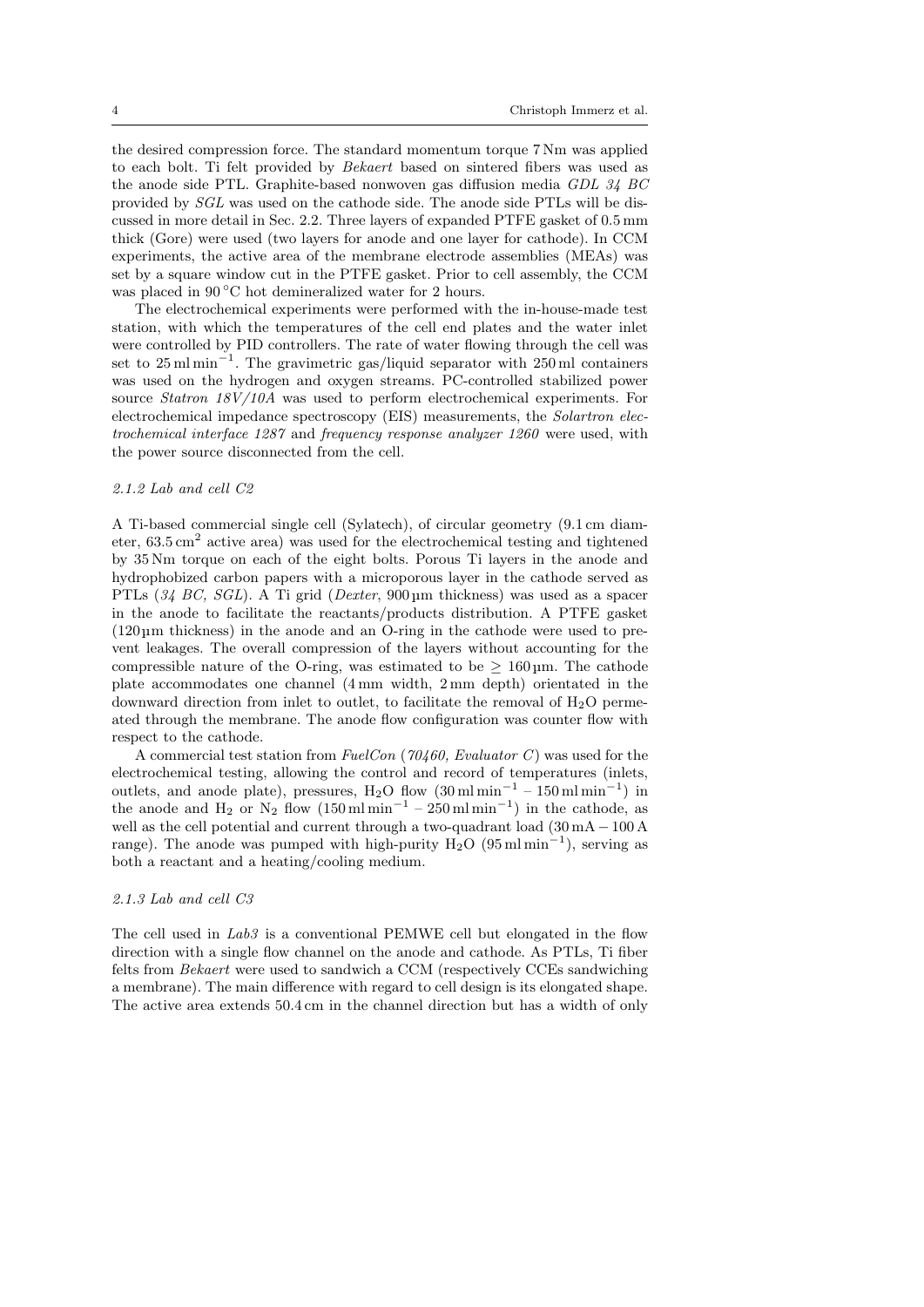the desired compression force. The standard momentum torque 7 Nm was applied to each bolt. Ti felt provided by *Bekaert* based on sintered fibers was used as the anode side PTL. Graphite-based nonwoven gas diffusion media *GDL 34 BC* provided by *SGL* was used on the cathode side. The anode side PTLs will be discussed in more detail in Sec. 2.2. Three layers of expanded PTFE gasket of 0.5 mm thick (Gore) were used (two layers for anode and one layer for cathode). In CCM experiments, the active area of the membrane electrode assemblies (MEAs) was set by a square window cut in the PTFE gasket. Prior to cell assembly, the CCM was placed in 90 °C hot demineralized water for 2 hours.

The electrochemical experiments were performed with the in-house-made test station, with which the temperatures of the cell end plates and the water inlet were controlled by PID controllers. The rate of water flowing through the cell was set to 25 ml min$^{-1}$. The gravimetric gas/liquid separator with 250 ml containers was used on the hydrogen and oxygen streams. PC-controlled stabilized power source *Statron 18V/10A* was used to perform electrochemical experiments. For electrochemical impedance spectroscopy (EIS) measurements, the *Solartron electrochemical interface 1287* and *frequency response analyzer 1260* were used, with the power source disconnected from the cell.

#### *2.1.2 Lab and cell C2*

A Ti-based commercial single cell (Sylatech), of circular geometry (9.1 cm diameter, 63.5 cm$^2$ active area) was used for the electrochemical testing and tightened by 35 Nm torque on each of the eight bolts. Porous Ti layers in the anode and hydrophobized carbon papers with a microporous layer in the cathode served as PTLs (*34 BC, SGL*). A Ti grid (*Dexter*, 900 µm thickness) was used as a spacer in the anode to facilitate the reactants/products distribution. A PTFE gasket (120 µm thickness) in the anode and an O-ring in the cathode were used to prevent leakages. The overall compression of the layers without accounting for the compressible nature of the O-ring, was estimated to be $\geq$ 160 µm. The cathode plate accommodates one channel (4 mm width, 2 mm depth) orientated in the downward direction from inlet to outlet, to facilitate the removal of $H_2O$ permeated through the membrane. The anode flow configuration was counter flow with respect to the cathode.

A commercial test station from *FuelCon* (*70460, Evaluator C*) was used for the electrochemical testing, allowing the control and record of temperatures (inlets, outlets, and anode plate), pressures, $H_2O$ flow (30 ml min$^{-1}$ – 150 ml min$^{-1}$) in the anode and $H_2$ or $N_2$ flow (150 ml min$^{-1}$ – 250 ml min$^{-1}$) in the cathode, as well as the cell potential and current through a two-quadrant load (30 mA − 100 A range). The anode was pumped with high-purity $H_2O$ (95 ml min$^{-1}$), serving as both a reactant and a heating/cooling medium.

#### *2.1.3 Lab and cell C3*

The cell used in *Lab3* is a conventional PEMWE cell but elongated in the flow direction with a single flow channel on the anode and cathode. As PTLs, Ti fiber felts from *Bekaert* were used to sandwich a CCM (respectively CCEs sandwiching a membrane). The main difference with regard to cell design is its elongated shape. The active area extends 50.4 cm in the channel direction but has a width of only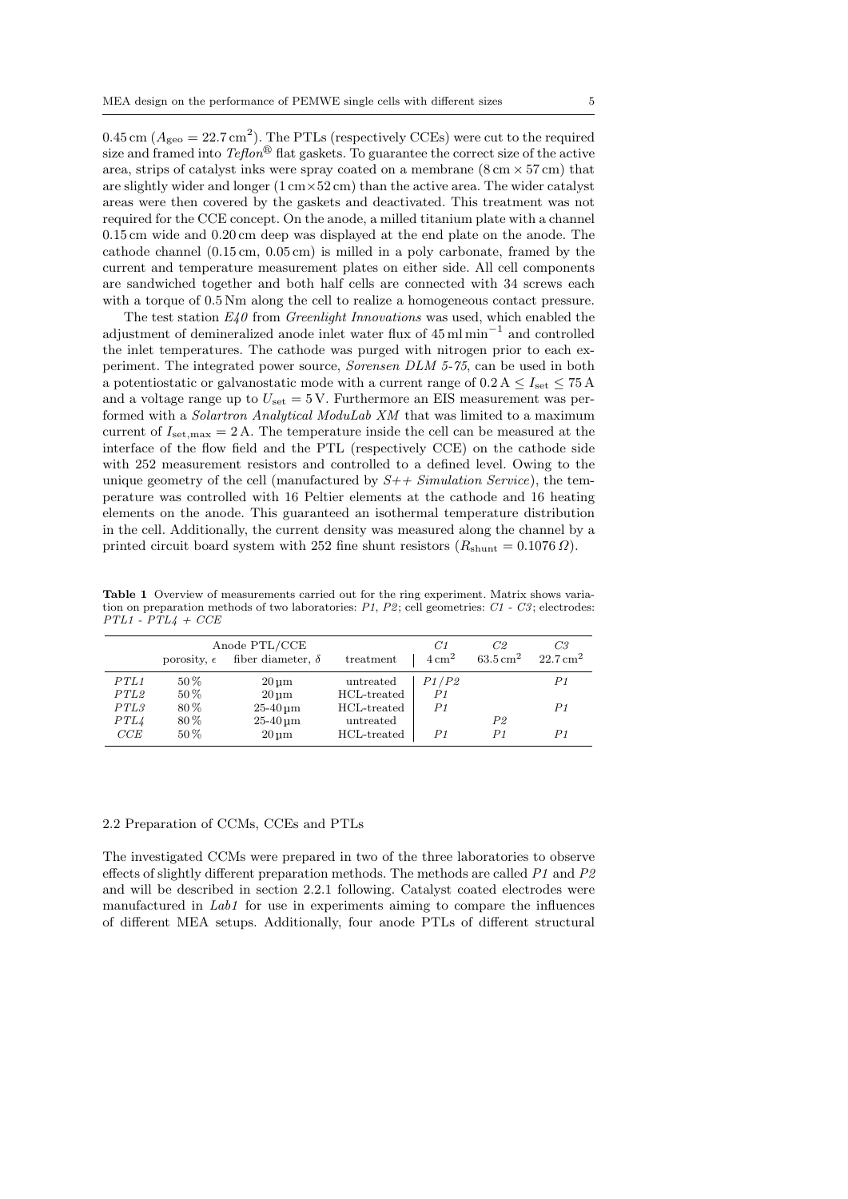0.45 cm ($A_{geo} = 22.7\,\mathrm{cm}^2$). The PTLs (respectively CCEs) were cut to the required size and framed into *Teflon*® flat gaskets. To guarantee the correct size of the active area, strips of catalyst inks were spray coated on a membrane (8 cm × 57 cm) that are slightly wider and longer (1 cm×52 cm) than the active area. The wider catalyst areas were then covered by the gaskets and deactivated. This treatment was not required for the CCE concept. On the anode, a milled titanium plate with a channel 0.15 cm wide and 0.20 cm deep was displayed at the end plate on the anode. The cathode channel (0.15 cm, 0.05 cm) is milled in a poly carbonate, framed by the current and temperature measurement plates on either side. All cell components are sandwiched together and both half cells are connected with 34 screws each with a torque of 0.5 Nm along the cell to realize a homogeneous contact pressure.

The test station *E40* from *Greenlight Innovations* was used, which enabled the adjustment of demineralized anode inlet water flux of $45\,\mathrm{ml\,min^{-1}}$ and controlled the inlet temperatures. The cathode was purged with nitrogen prior to each experiment. The integrated power source, *Sorensen DLM 5-75*, can be used in both a potentiostatic or galvanostatic mode with a current range of $0.2\,\mathrm{A} \leq I_{set} \leq 75\,\mathrm{A}$ and a voltage range up to $U_{set} = 5\,\mathrm{V}$. Furthermore an EIS measurement was performed with a *Solartron Analytical ModuLab XM* that was limited to a maximum current of $I_{set,max} = 2\,\mathrm{A}$. The temperature inside the cell can be measured at the interface of the flow field and the PTL (respectively CCE) on the cathode side with 252 measurement resistors and controlled to a defined level. Owing to the unique geometry of the cell (manufactured by *S++ Simulation Service*), the temperature was controlled with 16 Peltier elements at the cathode and 16 heating elements on the anode. This guaranteed an isothermal temperature distribution in the cell. Additionally, the current density was measured along the channel by a printed circuit board system with 252 fine shunt resistors ($R_{shunt} = 0.1076\,\Omega$).

**Table 1** Overview of measurements carried out for the ring experiment. Matrix shows variation on preparation methods of two laboratories: *P1*, *P2*; cell geometries: *C1* - *C3*; electrodes: *PTL1* - *PTL4* + *CCE*

| | Anode PTL/CCE | | | *C1* | *C2* | *C3* |
|---|---|---|---|---|---|---|
| | porosity, $\epsilon$ | fiber diameter, $\delta$ | treatment | $4\,\mathrm{cm}^2$ | $63.5\,\mathrm{cm}^2$ | $22.7\,\mathrm{cm}^2$ |
| *PTL1* | 50 % | 20 µm | untreated | *P1*/*P2* | | *P1* |
| *PTL2* | 50 % | 20 µm | HCL-treated | *P1* | | |
| *PTL3* | 80 % | 25-40 µm | HCL-treated | *P1* | | *P1* |
| *PTL4* | 80 % | 25-40 µm | untreated | | *P2* | |
| *CCE* | 50 % | 20 µm | HCL-treated | *P1* | *P1* | *P1* |

### 2.2 Preparation of CCMs, CCEs and PTLs

The investigated CCMs were prepared in two of the three laboratories to observe effects of slightly different preparation methods. The methods are called *P1* and *P2* and will be described in section 2.2.1 following. Catalyst coated electrodes were manufactured in *Lab1* for use in experiments aiming to compare the influences of different MEA setups. Additionally, four anode PTLs of different structural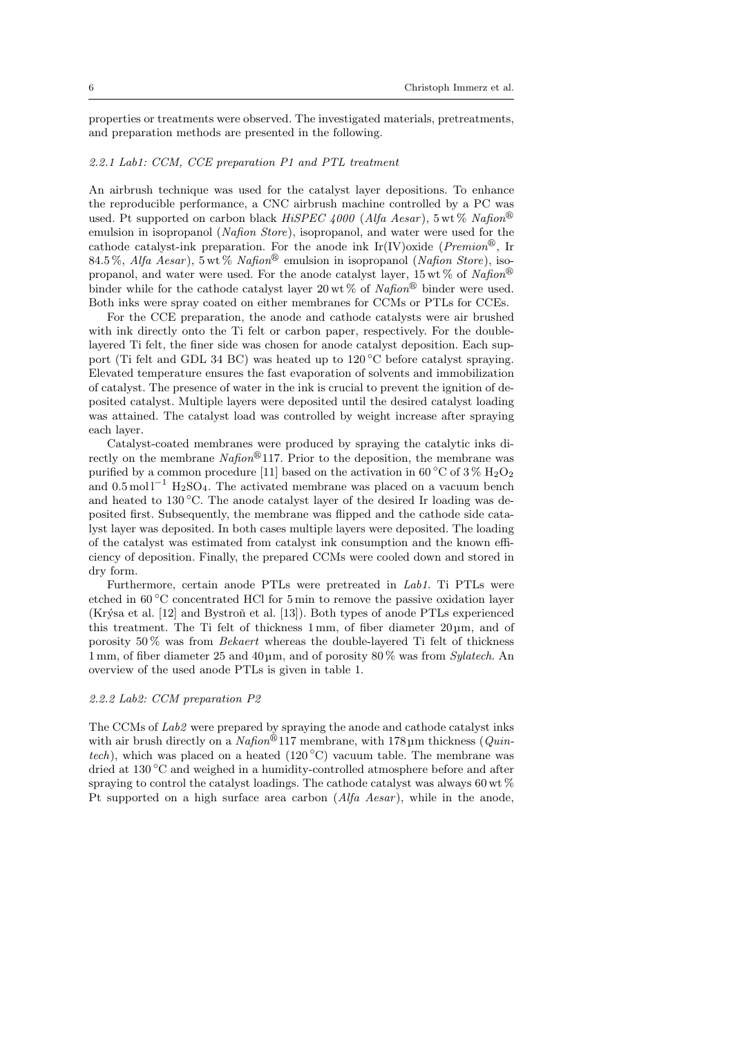properties or treatments were observed. The investigated materials, pretreatments, and preparation methods are presented in the following.

### 2.2.1 Lab1: CCM, CCE preparation P1 and PTL treatment

An airbrush technique was used for the catalyst layer depositions. To enhance the reproducible performance, a CNC airbrush machine controlled by a PC was used. Pt supported on carbon black *HiSPEC 4000* (*Alfa Aesar*), 5 wt % *Nafion*® emulsion in isopropanol (*Nafion Store*), isopropanol, and water were used for the cathode catalyst-ink preparation. For the anode ink Ir(IV)oxide (*Premion*®, Ir 84.5 %, *Alfa Aesar*), 5 wt % *Nafion*® emulsion in isopropanol (*Nafion Store*), isopropanol, and water were used. For the anode catalyst layer, 15 wt % of *Nafion*® binder while for the cathode catalyst layer 20 wt % of *Nafion*® binder were used. Both inks were spray coated on either membranes for CCMs or PTLs for CCEs.

For the CCE preparation, the anode and cathode catalysts were air brushed with ink directly onto the Ti felt or carbon paper, respectively. For the double-layered Ti felt, the finer side was chosen for anode catalyst deposition. Each support (Ti felt and GDL 34 BC) was heated up to 120 °C before catalyst spraying. Elevated temperature ensures the fast evaporation of solvents and immobilization of catalyst. The presence of water in the ink is crucial to prevent the ignition of deposited catalyst. Multiple layers were deposited until the desired catalyst loading was attained. The catalyst load was controlled by weight increase after spraying each layer.

Catalyst-coated membranes were produced by spraying the catalytic inks directly on the membrane *Nafion*®117. Prior to the deposition, the membrane was purified by a common procedure [11] based on the activation in 60 °C of 3 % $H_2O_2$ and 0.5 mol l$^{-1}$ $H_2SO_4$. The activated membrane was placed on a vacuum bench and heated to 130 °C. The anode catalyst layer of the desired Ir loading was deposited first. Subsequently, the membrane was flipped and the cathode side catalyst layer was deposited. In both cases multiple layers were deposited. The loading of the catalyst was estimated from catalyst ink consumption and the known efficiency of deposition. Finally, the prepared CCMs were cooled down and stored in dry form.

Furthermore, certain anode PTLs were pretreated in *Lab1*. Ti PTLs were etched in 60 °C concentrated HCl for 5 min to remove the passive oxidation layer (Krýsa et al. [12] and Bystroň et al. [13]). Both types of anode PTLs experienced this treatment. The Ti felt of thickness 1 mm, of fiber diameter 20 µm, and of porosity 50 % was from *Bekaert* whereas the double-layered Ti felt of thickness 1 mm, of fiber diameter 25 and 40 µm, and of porosity 80 % was from *Sylatech*. An overview of the used anode PTLs is given in table 1.

### 2.2.2 Lab2: CCM preparation P2

The CCMs of *Lab2* were prepared by spraying the anode and cathode catalyst inks with air brush directly on a *Nafion*®117 membrane, with 178 µm thickness (*Quintech*), which was placed on a heated (120 °C) vacuum table. The membrane was dried at 130 °C and weighed in a humidity-controlled atmosphere before and after spraying to control the catalyst loadings. The cathode catalyst was always 60 wt % Pt supported on a high surface area carbon (*Alfa Aesar*), while in the anode,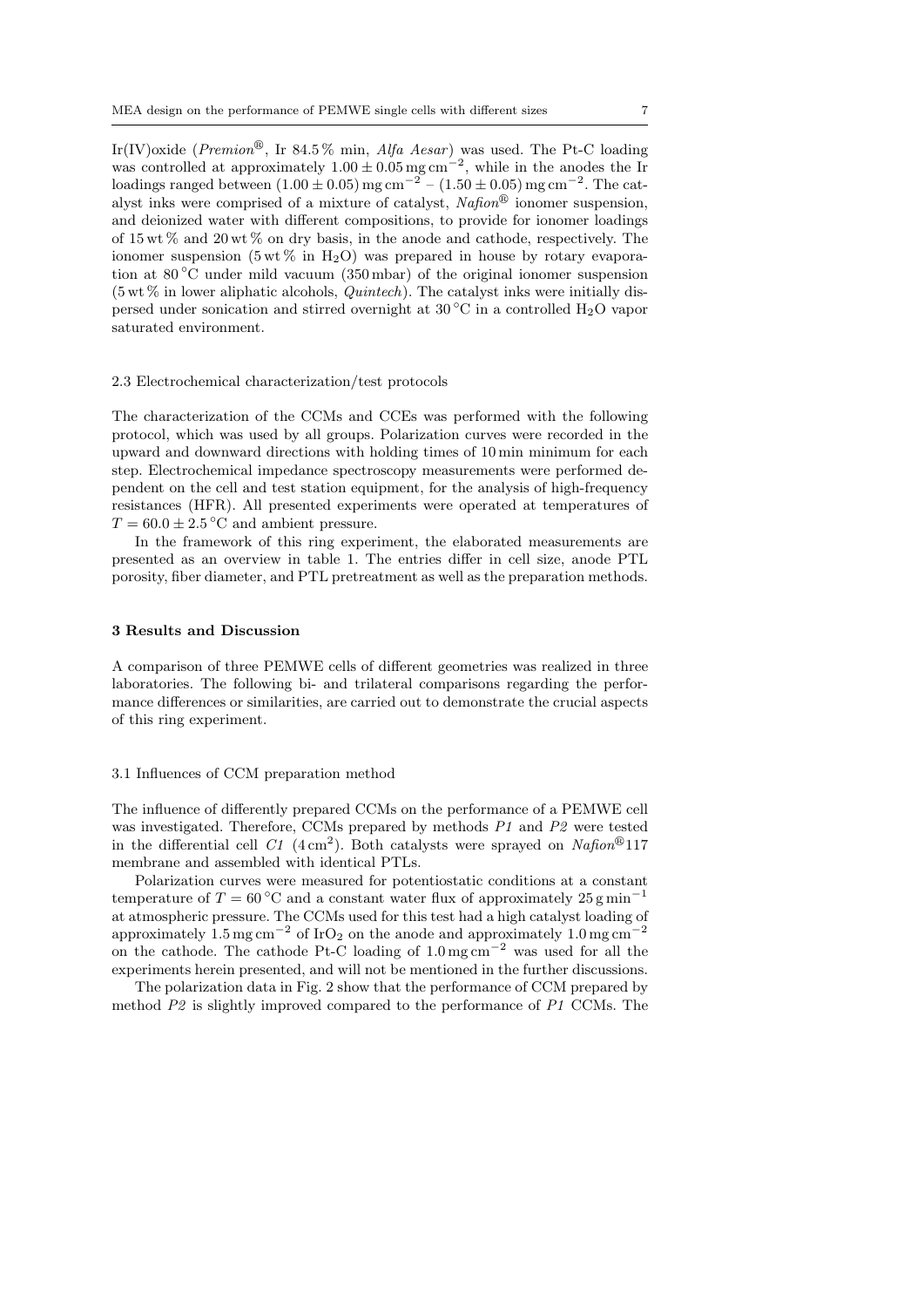Ir(IV)oxide (*Premion*®, Ir 84.5 % min, *Alfa Aesar*) was used. The Pt-C loading was controlled at approximately $1.00 \pm 0.05\,\mathrm{mg\,cm^{-2}}$, while in the anodes the Ir loadings ranged between $(1.00 \pm 0.05)\,\mathrm{mg\,cm^{-2}}$ – $(1.50 \pm 0.05)\,\mathrm{mg\,cm^{-2}}$. The catalyst inks were comprised of a mixture of catalyst, *Nafion*® ionomer suspension, and deionized water with different compositions, to provide for ionomer loadings of 15 wt % and 20 wt % on dry basis, in the anode and cathode, respectively. The ionomer suspension (5 wt % in $H_2O$) was prepared in house by rotary evaporation at 80 °C under mild vacuum (350 mbar) of the original ionomer suspension (5 wt % in lower aliphatic alcohols, *Quintech*). The catalyst inks were initially dispersed under sonication and stirred overnight at 30 °C in a controlled $H_2O$ vapor saturated environment.

### 2.3 Electrochemical characterization/test protocols

The characterization of the CCMs and CCEs was performed with the following protocol, which was used by all groups. Polarization curves were recorded in the upward and downward directions with holding times of 10 min minimum for each step. Electrochemical impedance spectroscopy measurements were performed dependent on the cell and test station equipment, for the analysis of high-frequency resistances (HFR). All presented experiments were operated at temperatures of $T = 60.0 \pm 2.5\,^\circ\mathrm{C}$ and ambient pressure.

In the framework of this ring experiment, the elaborated measurements are presented as an overview in table 1. The entries differ in cell size, anode PTL porosity, fiber diameter, and PTL pretreatment as well as the preparation methods.

## 3 Results and Discussion

A comparison of three PEMWE cells of different geometries was realized in three laboratories. The following bi- and trilateral comparisons regarding the performance differences or similarities, are carried out to demonstrate the crucial aspects of this ring experiment.

### 3.1 Influences of CCM preparation method

The influence of differently prepared CCMs on the performance of a PEMWE cell was investigated. Therefore, CCMs prepared by methods *P1* and *P2* were tested in the differential cell *C1* ($4\,\mathrm{cm^2}$). Both catalysts were sprayed on *Nafion*®117 membrane and assembled with identical PTLs.

Polarization curves were measured for potentiostatic conditions at a constant temperature of $T = 60\,^\circ\mathrm{C}$ and a constant water flux of approximately $25\,\mathrm{g\,min^{-1}}$ at atmospheric pressure. The CCMs used for this test had a high catalyst loading of approximately $1.5\,\mathrm{mg\,cm^{-2}}$ of $IrO_2$ on the anode and approximately $1.0\,\mathrm{mg\,cm^{-2}}$ on the cathode. The cathode Pt-C loading of $1.0\,\mathrm{mg\,cm^{-2}}$ was used for all the experiments herein presented, and will not be mentioned in the further discussions.

The polarization data in Fig. 2 show that the performance of CCM prepared by method *P2* is slightly improved compared to the performance of *P1* CCMs. The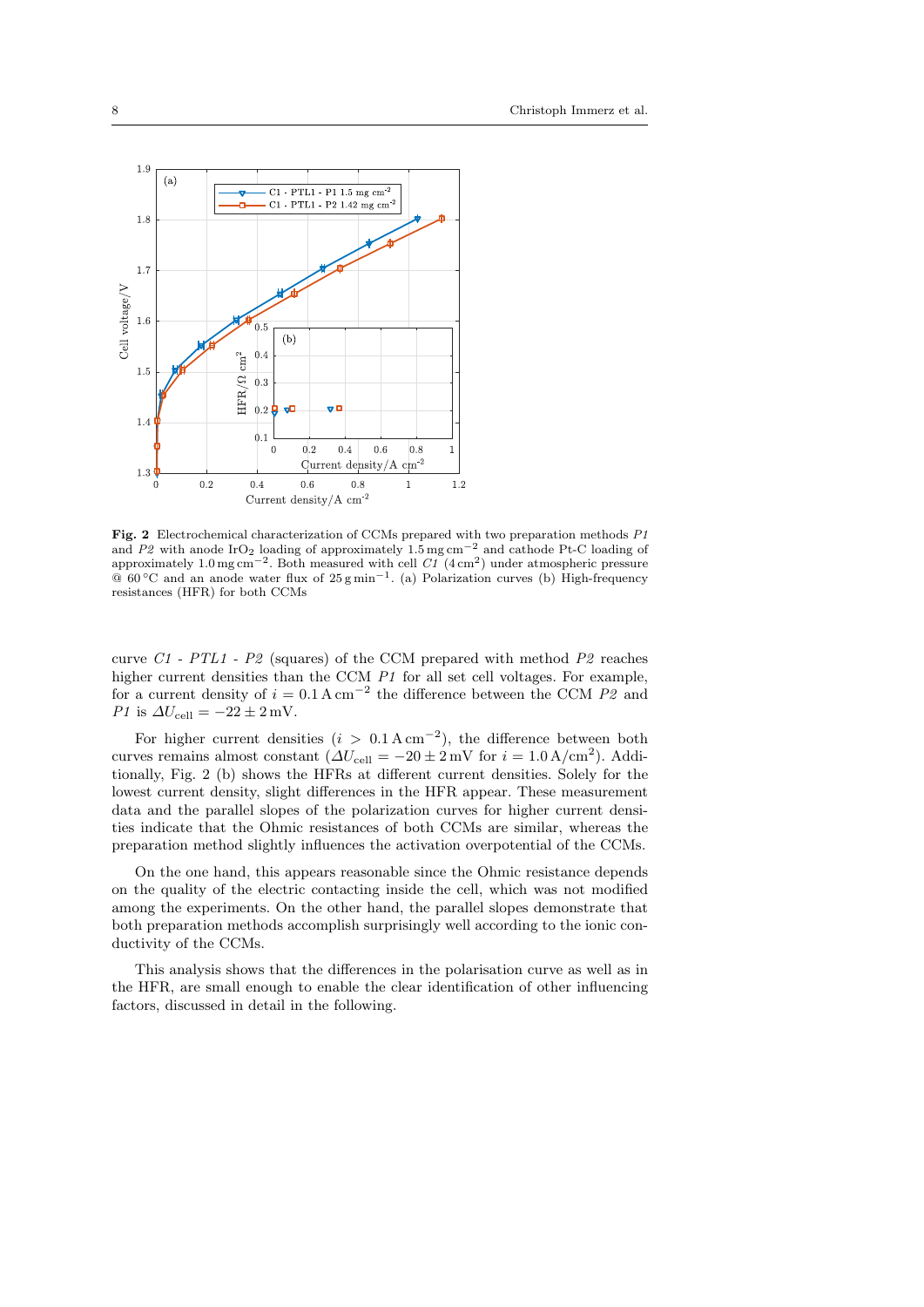**Fig. 2** Electrochemical characterization of CCMs prepared with two preparation methods *P1* and *P2* with anode $IrO_2$ loading of approximately $1.5\,\mathrm{mg\,cm^{-2}}$ and cathode Pt-C loading of approximately $1.0\,\mathrm{mg\,cm^{-2}}$. Both measured with cell *C1* ($4\,\mathrm{cm^2}$) under atmospheric pressure @ $60\,°\mathrm{C}$ and an anode water flux of $25\,\mathrm{g\,min^{-1}}$. (a) Polarization curves (b) High-frequency resistances (HFR) for both CCMs

curve *C1 - PTL1 - P2* (squares) of the CCM prepared with method *P2* reaches higher current densities than the CCM *P1* for all set cell voltages. For example, for a current density of $i = 0.1\,\mathrm{A\,cm^{-2}}$ the difference between the CCM *P2* and *P1* is $\Delta U_{\mathrm{cell}} = -22 \pm 2\,\mathrm{mV}$.

For higher current densities ($i > 0.1\,\mathrm{A\,cm^{-2}}$), the difference between both curves remains almost constant ($\Delta U_{\mathrm{cell}} = -20 \pm 2\,\mathrm{mV}$ for $i = 1.0\,\mathrm{A/cm^2}$). Additionally, Fig. 2 (b) shows the HFRs at different current densities. Solely for the lowest current density, slight differences in the HFR appear. These measurement data and the parallel slopes of the polarization curves for higher current densities indicate that the Ohmic resistances of both CCMs are similar, whereas the preparation method slightly influences the activation overpotential of the CCMs.

On the one hand, this appears reasonable since the Ohmic resistance depends on the quality of the electric contacting inside the cell, which was not modified among the experiments. On the other hand, the parallel slopes demonstrate that both preparation methods accomplish surprisingly well according to the ionic conductivity of the CCMs.

This analysis shows that the differences in the polarisation curve as well as in the HFR, are small enough to enable the clear identification of other influencing factors, discussed in detail in the following.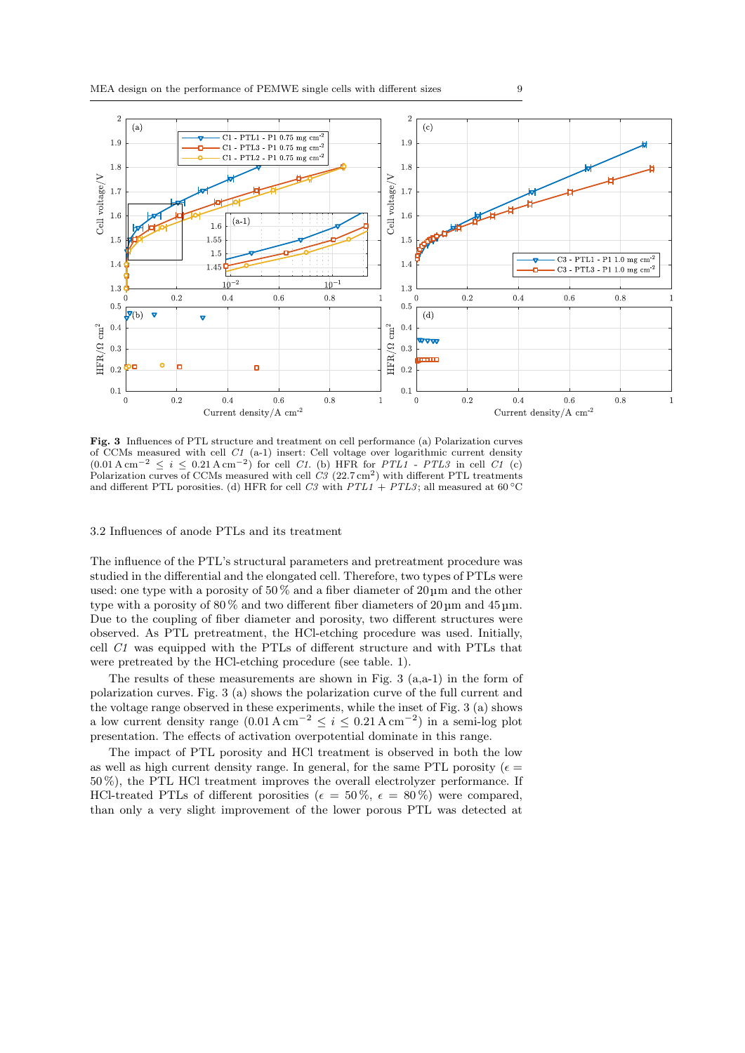**Fig. 3** Influences of PTL structure and treatment on cell performance (a) Polarization curves of CCMs measured with cell *C1* (a-1) insert: Cell voltage over logarithmic current density ($0.01\,\mathrm{A\,cm^{-2}} \leq i \leq 0.21\,\mathrm{A\,cm^{-2}}$) for cell *C1*. (b) HFR for *PTL1 - PTL3* in cell *C1* (c) Polarization curves of CCMs measured with cell *C3* ($22.7\,\mathrm{cm^2}$) with different PTL treatments and different PTL porosities. (d) HFR for cell *C3* with *PTL1 + PTL3*; all measured at 60 °C

### 3.2 Influences of anode PTLs and its treatment

The influence of the PTL's structural parameters and pretreatment procedure was studied in the differential and the elongated cell. Therefore, two types of PTLs were used: one type with a porosity of 50 % and a fiber diameter of 20 µm and the other type with a porosity of 80 % and two different fiber diameters of 20 µm and 45 µm. Due to the coupling of fiber diameter and porosity, two different structures were observed. As PTL pretreatment, the HCl-etching procedure was used. Initially, cell *C1* was equipped with the PTLs of different structure and with PTLs that were pretreated by the HCl-etching procedure (see table. 1).

The results of these measurements are shown in Fig. 3 (a,a-1) in the form of polarization curves. Fig. 3 (a) shows the polarization curve of the full current and the voltage range observed in these experiments, while the inset of Fig. 3 (a) shows a low current density range ($0.01\,\mathrm{A\,cm^{-2}} \leq i \leq 0.21\,\mathrm{A\,cm^{-2}}$) in a semi-log plot presentation. The effects of activation overpotential dominate in this range.

The impact of PTL porosity and HCl treatment is observed in both the low as well as high current density range. In general, for the same PTL porosity ($\epsilon = 50\,\%$), the PTL HCl treatment improves the overall electrolyzer performance. If HCl-treated PTLs of different porosities ($\epsilon = 50\,\%$, $\epsilon = 80\,\%$) were compared, than only a very slight improvement of the lower porous PTL was detected at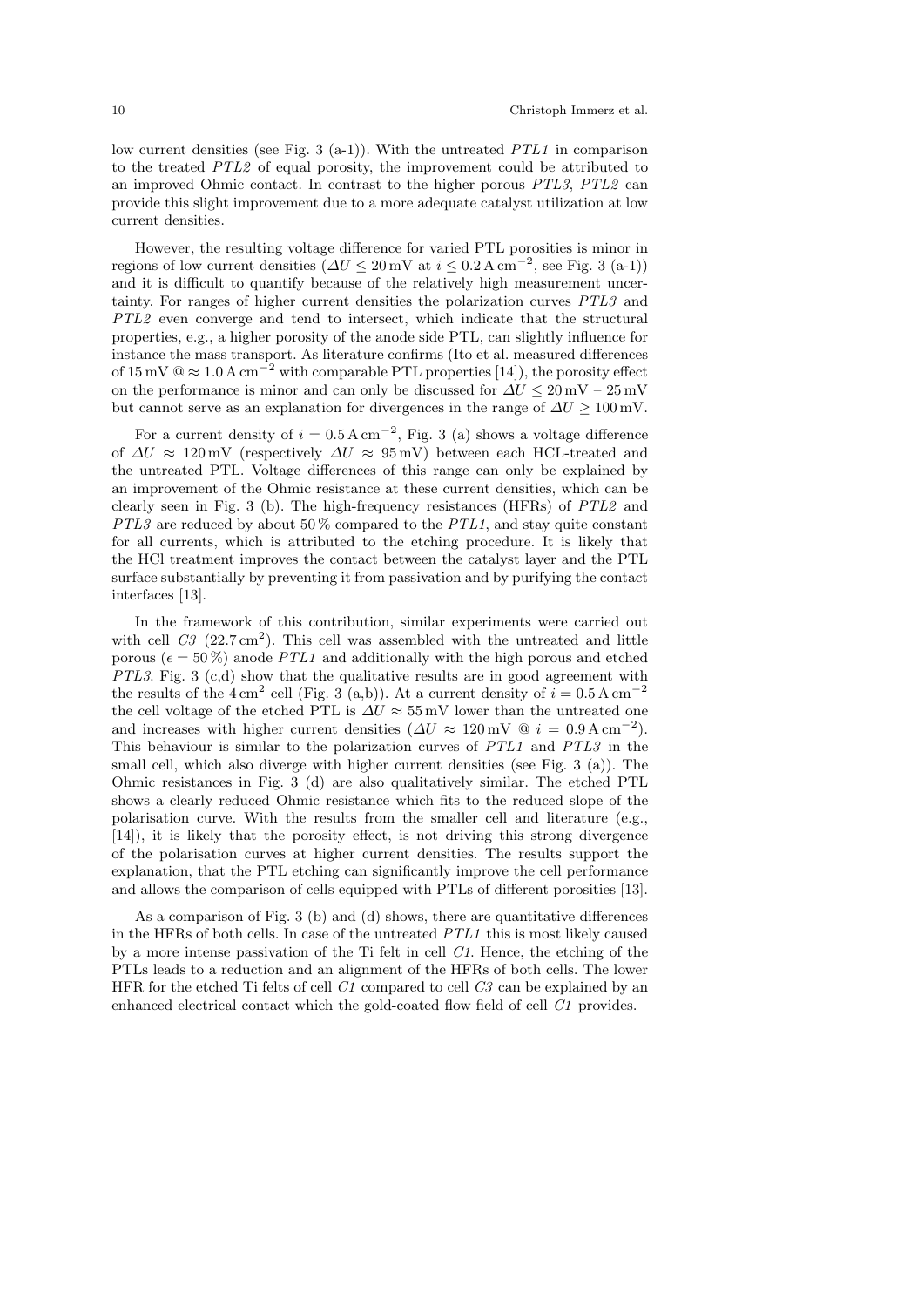low current densities (see Fig. 3 (a-1)). With the untreated *PTL1* in comparison to the treated *PTL2* of equal porosity, the improvement could be attributed to an improved Ohmic contact. In contrast to the higher porous *PTL3*, *PTL2* can provide this slight improvement due to a more adequate catalyst utilization at low current densities.

However, the resulting voltage difference for varied PTL porosities is minor in regions of low current densities ($\Delta U \leq 20\,\mathrm{mV}$ at $i \leq 0.2\,\mathrm{A\,cm^{-2}}$, see Fig. 3 (a-1)) and it is difficult to quantify because of the relatively high measurement uncertainty. For ranges of higher current densities the polarization curves *PTL3* and *PTL2* even converge and tend to intersect, which indicate that the structural properties, e.g., a higher porosity of the anode side PTL, can slightly influence for instance the mass transport. As literature confirms (Ito et al. measured differences of $15\,\mathrm{mV}$ @ $\approx 1.0\,\mathrm{A\,cm^{-2}}$ with comparable PTL properties [14]), the porosity effect on the performance is minor and can only be discussed for $\Delta U \leq 20\,\mathrm{mV} - 25\,\mathrm{mV}$ but cannot serve as an explanation for divergences in the range of $\Delta U \geq 100\,\mathrm{mV}$.

For a current density of $i = 0.5\,\mathrm{A\,cm^{-2}}$, Fig. 3 (a) shows a voltage difference of $\Delta U \approx 120\,\mathrm{mV}$ (respectively $\Delta U \approx 95\,\mathrm{mV}$) between each HCL-treated and the untreated PTL. Voltage differences of this range can only be explained by an improvement of the Ohmic resistance at these current densities, which can be clearly seen in Fig. 3 (b). The high-frequency resistances (HFRs) of *PTL2* and *PTL3* are reduced by about 50 % compared to the *PTL1*, and stay quite constant for all currents, which is attributed to the etching procedure. It is likely that the HCl treatment improves the contact between the catalyst layer and the PTL surface substantially by preventing it from passivation and by purifying the contact interfaces [13].

In the framework of this contribution, similar experiments were carried out with cell *C3* ($22.7\,\mathrm{cm^2}$). This cell was assembled with the untreated and little porous ($\epsilon = 50\,\%$) anode *PTL1* and additionally with the high porous and etched *PTL3*. Fig. 3 (c,d) show that the qualitative results are in good agreement with the results of the $4\,\mathrm{cm^2}$ cell (Fig. 3 (a,b)). At a current density of $i = 0.5\,\mathrm{A\,cm^{-2}}$ the cell voltage of the etched PTL is $\Delta U \approx 55\,\mathrm{mV}$ lower than the untreated one and increases with higher current densities ($\Delta U \approx 120\,\mathrm{mV}$ @ $i = 0.9\,\mathrm{A\,cm^{-2}}$). This behaviour is similar to the polarization curves of *PTL1* and *PTL3* in the small cell, which also diverge with higher current densities (see Fig. 3 (a)). The Ohmic resistances in Fig. 3 (d) are also qualitatively similar. The etched PTL shows a clearly reduced Ohmic resistance which fits to the reduced slope of the polarisation curve. With the results from the smaller cell and literature (e.g., [14]), it is likely that the porosity effect, is not driving this strong divergence of the polarisation curves at higher current densities. The results support the explanation, that the PTL etching can significantly improve the cell performance and allows the comparison of cells equipped with PTLs of different porosities [13].

As a comparison of Fig. 3 (b) and (d) shows, there are quantitative differences in the HFRs of both cells. In case of the untreated *PTL1* this is most likely caused by a more intense passivation of the Ti felt in cell *C1*. Hence, the etching of the PTLs leads to a reduction and an alignment of the HFRs of both cells. The lower HFR for the etched Ti felts of cell *C1* compared to cell *C3* can be explained by an enhanced electrical contact which the gold-coated flow field of cell *C1* provides.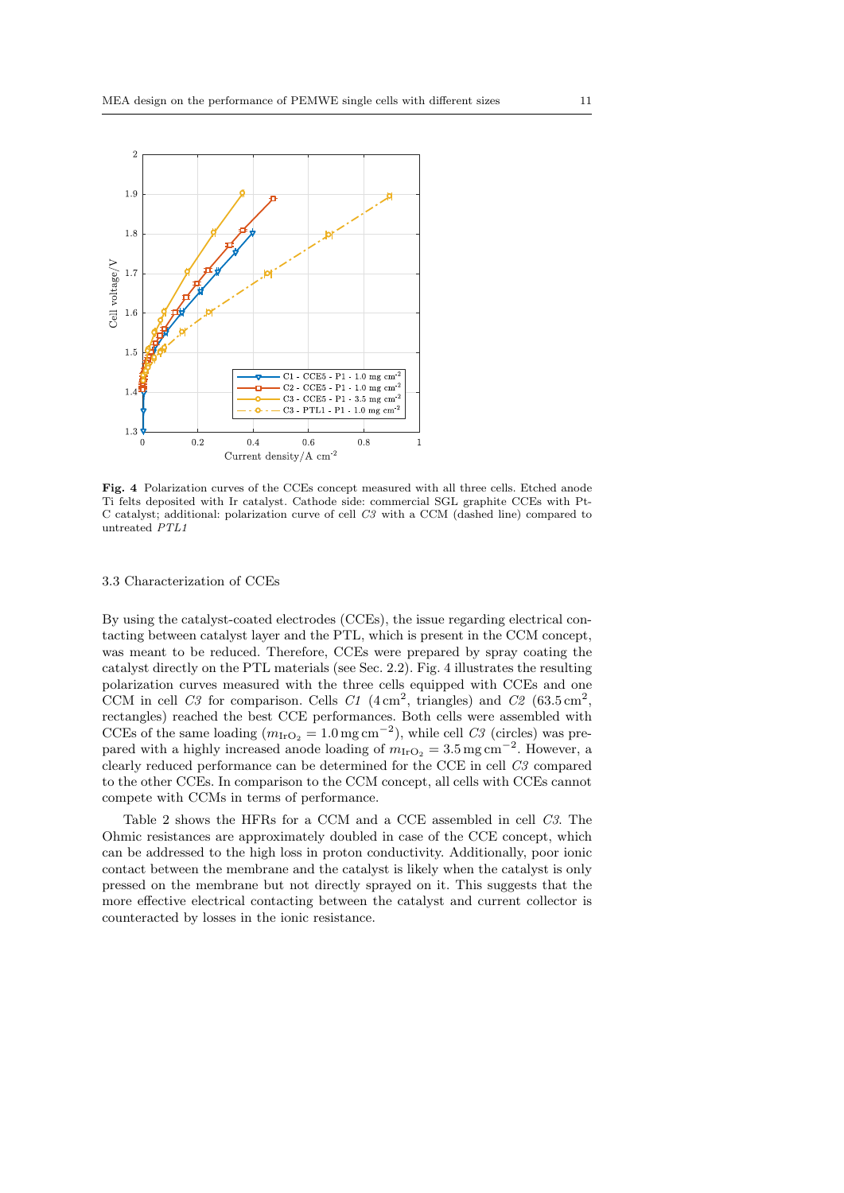Fig. 4 Polarization curves of the CCEs concept measured with all three cells. Etched anode Ti felts deposited with Ir catalyst. Cathode side: commercial SGL graphite CCEs with Pt-C catalyst; additional: polarization curve of cell *C3* with a CCM (dashed line) compared to untreated *PTL1*

### 3.3 Characterization of CCEs

By using the catalyst-coated electrodes (CCEs), the issue regarding electrical contacting between catalyst layer and the PTL, which is present in the CCM concept, was meant to be reduced. Therefore, CCEs were prepared by spray coating the catalyst directly on the PTL materials (see Sec. 2.2). Fig. 4 illustrates the resulting polarization curves measured with the three cells equipped with CCEs and one CCM in cell *C3* for comparison. Cells *C1* ($4\,\mathrm{cm}^2$, triangles) and *C2* ($63.5\,\mathrm{cm}^2$, rectangles) reached the best CCE performances. Both cells were assembled with CCEs of the same loading ($m_{\mathrm{IrO_2}} = 1.0\,\mathrm{mg\,cm^{-2}}$), while cell *C3* (circles) was prepared with a highly increased anode loading of $m_{\mathrm{IrO_2}} = 3.5\,\mathrm{mg\,cm^{-2}}$. However, a clearly reduced performance can be determined for the CCE in cell *C3* compared to the other CCEs. In comparison to the CCM concept, all cells with CCEs cannot compete with CCMs in terms of performance.

Table 2 shows the HFRs for a CCM and a CCE assembled in cell *C3*. The Ohmic resistances are approximately doubled in case of the CCE concept, which can be addressed to the high loss in proton conductivity. Additionally, poor ionic contact between the membrane and the catalyst is likely when the catalyst is only pressed on the membrane but not directly sprayed on it. This suggests that the more effective electrical contacting between the catalyst and current collector is counteracted by losses in the ionic resistance.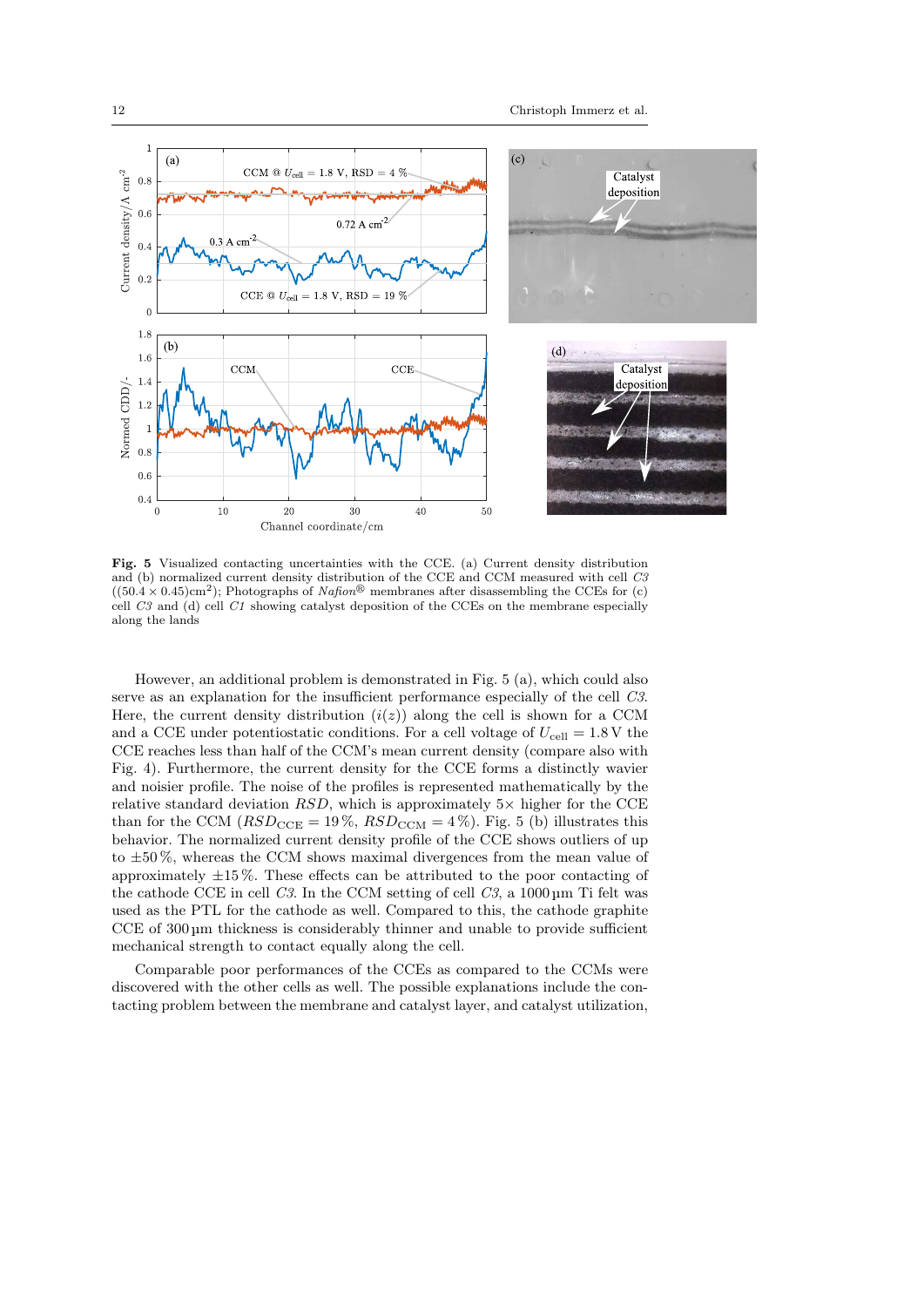**Fig. 5** Visualized contacting uncertainties with the CCE. (a) Current density distribution and (b) normalized current density distribution of the CCE and CCM measured with cell *C3* ($(50.4 \times 0.45)\text{cm}^2$); Photographs of *Nafion*® membranes after disassembling the CCEs for (c) cell *C3* and (d) cell *C1* showing catalyst deposition of the CCEs on the membrane especially along the lands

However, an additional problem is demonstrated in Fig. 5 (a), which could also serve as an explanation for the insufficient performance especially of the cell *C3*. Here, the current density distribution ($i(z)$) along the cell is shown for a CCM and a CCE under potentiostatic conditions. For a cell voltage of $U_{\text{cell}} = 1.8\,\text{V}$ the CCE reaches less than half of the CCM's mean current density (compare also with Fig. 4). Furthermore, the current density for the CCE forms a distinctly wavier and noisier profile. The noise of the profiles is represented mathematically by the relative standard deviation $RSD$, which is approximately $5\times$ higher for the CCE than for the CCM ($RSD_{\text{CCE}} = 19\,\%$, $RSD_{\text{CCM}} = 4\,\%$). Fig. 5 (b) illustrates this behavior. The normalized current density profile of the CCE shows outliers of up to $\pm 50\,\%$, whereas the CCM shows maximal divergences from the mean value of approximately $\pm 15\,\%$. These effects can be attributed to the poor contacting of the cathode CCE in cell *C3*. In the CCM setting of cell *C3*, a $1000\,\mu\text{m}$ Ti felt was used as the PTL for the cathode as well. Compared to this, the cathode graphite CCE of $300\,\mu\text{m}$ thickness is considerably thinner and unable to provide sufficient mechanical strength to contact equally along the cell.

Comparable poor performances of the CCEs as compared to the CCMs were discovered with the other cells as well. The possible explanations include the contacting problem between the membrane and catalyst layer, and catalyst utilization,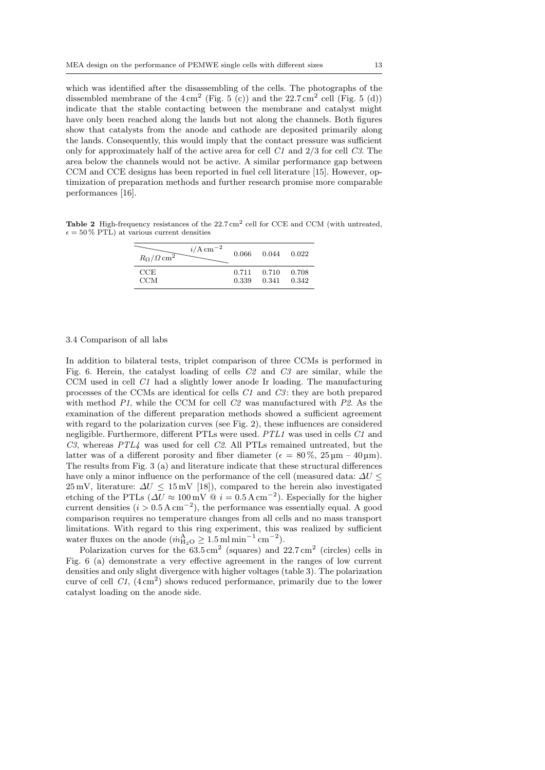which was identified after the disassembling of the cells. The photographs of the dissembled membrane of the $4\,\mathrm{cm}^2$ (Fig. 5 (c)) and the $22.7\,\mathrm{cm}^2$ cell (Fig. 5 (d)) indicate that the stable contacting between the membrane and catalyst might have only been reached along the lands but not along the channels. Both figures show that catalysts from the anode and cathode are deposited primarily along the lands. Consequently, this would imply that the contact pressure was sufficient only for approximately half of the active area for cell *C1* and 2/3 for cell *C3*. The area below the channels would not be active. A similar performance gap between CCM and CCE designs has been reported in fuel cell literature [15]. However, optimization of preparation methods and further research promise more comparable performances [16].

**Table 2** High-frequency resistances of the $22.7\,\mathrm{cm}^2$ cell for CCE and CCM (with untreated, $\epsilon = 50\,\%$ PTL) at various current densities

| $R_\Omega/\Omega\,\mathrm{cm}^2$ \ $i/\mathrm{A\,cm}^{-2}$ | 0.066 | 0.044 | 0.022 |
|---|---|---|---|
| CCE | 0.711 | 0.710 | 0.708 |
| CCM | 0.339 | 0.341 | 0.342 |

### 3.4 Comparison of all labs

In addition to bilateral tests, triplet comparison of three CCMs is performed in Fig. 6. Herein, the catalyst loading of cells *C2* and *C3* are similar, while the CCM used in cell *C1* had a slightly lower anode Ir loading. The manufacturing processes of the CCMs are identical for cells *C1* and *C3*: they are both prepared with method *P1*, while the CCM for cell *C2* was manufactured with *P2*. As the examination of the different preparation methods showed a sufficient agreement with regard to the polarization curves (see Fig. 2), these influences are considered negligible. Furthermore, different PTLs were used. *PTL1* was used in cells *C1* and *C3*, whereas *PTL4* was used for cell *C2*. All PTLs remained untreated, but the latter was of a different porosity and fiber diameter ($\epsilon = 80\,\%$, $25\,\mu\mathrm{m}$ – $40\,\mu\mathrm{m}$). The results from Fig. 3 (a) and literature indicate that these structural differences have only a minor influence on the performance of the cell (measured data: $\Delta U \leq 25\,\mathrm{mV}$, literature: $\Delta U \leq 15\,\mathrm{mV}$ [18]), compared to the herein also investigated etching of the PTLs ($\Delta U \approx 100\,\mathrm{mV}$ @ $i = 0.5\,\mathrm{A\,cm}^{-2}$). Especially for the higher current densities ($i > 0.5\,\mathrm{A\,cm}^{-2}$), the performance was essentially equal. A good comparison requires no temperature changes from all cells and no mass transport limitations. With regard to this ring experiment, this was realized by sufficient water fluxes on the anode ($\dot{m}^{\mathrm{A}}_{\mathrm{H_2O}} \geq 1.5\,\mathrm{ml\,min}^{-1}\,\mathrm{cm}^{-2}$).

Polarization curves for the $63.5\,\mathrm{cm}^2$ (squares) and $22.7\,\mathrm{cm}^2$ (circles) cells in Fig. 6 (a) demonstrate a very effective agreement in the ranges of low current densities and only slight divergence with higher voltages (table 3). The polarization curve of cell *C1*, ($4\,\mathrm{cm}^2$) shows reduced performance, primarily due to the lower catalyst loading on the anode side.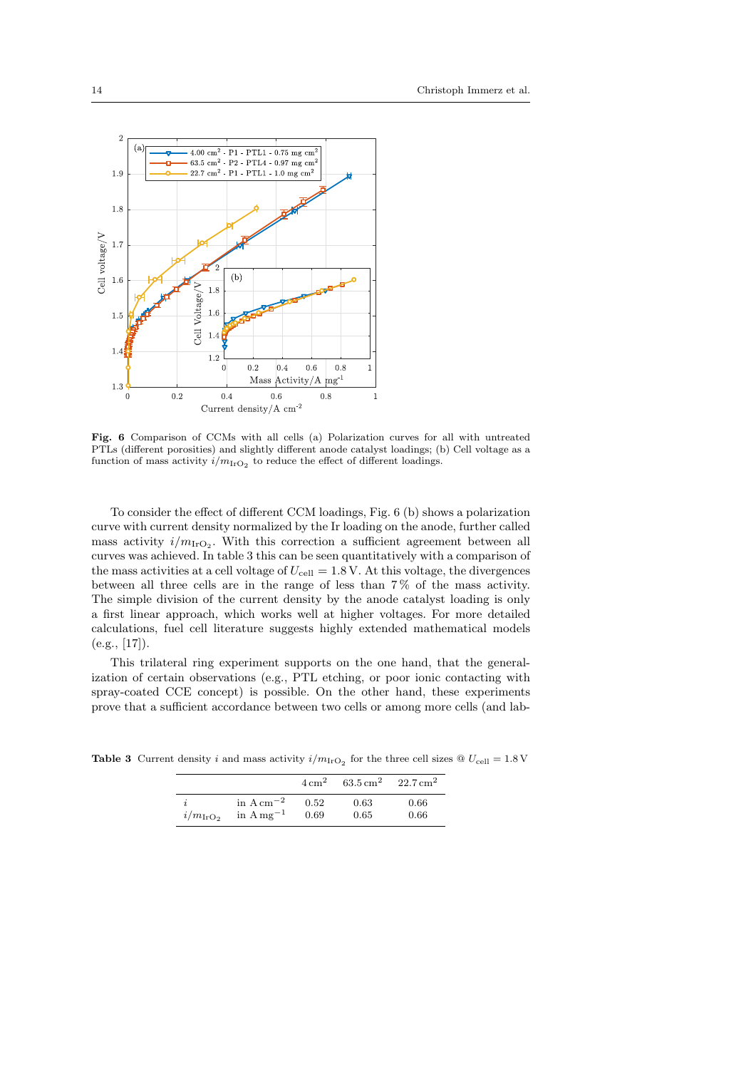**Fig. 6** Comparison of CCMs with all cells (a) Polarization curves for all with untreated PTLs (different porosities) and slightly different anode catalyst loadings; (b) Cell voltage as a function of mass activity $i/m_{\mathrm{IrO_2}}$ to reduce the effect of different loadings.

To consider the effect of different CCM loadings, Fig. 6 (b) shows a polarization curve with current density normalized by the Ir loading on the anode, further called mass activity $i/m_{\mathrm{IrO_2}}$. With this correction a sufficient agreement between all curves was achieved. In table 3 this can be seen quantitatively with a comparison of the mass activities at a cell voltage of $U_{\mathrm{cell}} = 1.8\,\mathrm{V}$. At this voltage, the divergences between all three cells are in the range of less than 7 % of the mass activity. The simple division of the current density by the anode catalyst loading is only a first linear approach, which works well at higher voltages. For more detailed calculations, fuel cell literature suggests highly extended mathematical models (e.g., [17]).

This trilateral ring experiment supports on the one hand, that the generalization of certain observations (e.g., PTL etching, or poor ionic contacting with spray-coated CCE concept) is possible. On the other hand, these experiments prove that a sufficient accordance between two cells or among more cells (and lab-

**Table 3** Current density $i$ and mass activity $i/m_{\mathrm{IrO_2}}$ for the three cell sizes @ $U_{\mathrm{cell}} = 1.8\,\mathrm{V}$

| | | $4\,\mathrm{cm}^2$ | $63.5\,\mathrm{cm}^2$ | $22.7\,\mathrm{cm}^2$ |
|---|---|---|---|---|
| $i$ | in $\mathrm{A\,cm^{-2}}$ | 0.52 | 0.63 | 0.66 |
| $i/m_{\mathrm{IrO_2}}$ | in $\mathrm{A\,mg^{-1}}$ | 0.69 | 0.65 | 0.66 |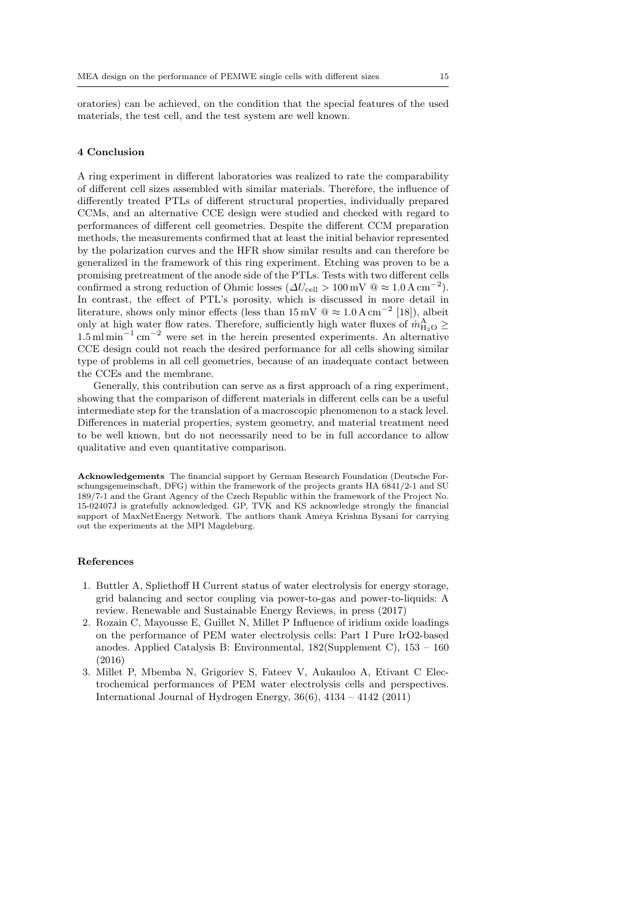oratories) can be achieved, on the condition that the special features of the used materials, the test cell, and the test system are well known.

## 4 Conclusion

A ring experiment in different laboratories was realized to rate the comparability of different cell sizes assembled with similar materials. Therefore, the influence of differently treated PTLs of different structural properties, individually prepared CCMs, and an alternative CCE design were studied and checked with regard to performances of different cell geometries. Despite the different CCM preparation methods, the measurements confirmed that at least the initial behavior represented by the polarization curves and the HFR show similar results and can therefore be generalized in the framework of this ring experiment. Etching was proven to be a promising pretreatment of the anode side of the PTLs. Tests with two different cells confirmed a strong reduction of Ohmic losses ($\Delta U_{\mathrm{cell}} > 100\,\mathrm{mV}$ @ $\approx 1.0\,\mathrm{A\,cm^{-2}}$). In contrast, the effect of PTL's porosity, which is discussed in more detail in literature, shows only minor effects (less than $15\,\mathrm{mV}$ @ $\approx 1.0\,\mathrm{A\,cm^{-2}}$ [18]), albeit only at high water flow rates. Therefore, sufficiently high water fluxes of $\dot{m}^{\mathrm{A}}_{\mathrm{H_2O}} \geq 1.5\,\mathrm{ml\,min^{-1}\,cm^{-2}}$ were set in the herein presented experiments. An alternative CCE design could not reach the desired performance for all cells showing similar type of problems in all cell geometries, because of an inadequate contact between the CCEs and the membrane.

Generally, this contribution can serve as a first approach of a ring experiment, showing that the comparison of different materials in different cells can be a useful intermediate step for the translation of a macroscopic phenomenon to a stack level. Differences in material properties, system geometry, and material treatment need to be well known, but do not necessarily need to be in full accordance to allow qualitative and even quantitative comparison.

**Acknowledgements** The financial support by German Research Foundation (Deutsche Forschungsgemeinschaft, DFG) within the framework of the projects grants HA 6841/2-1 and SU 189/7-1 and the Grant Agency of the Czech Republic within the framework of the Project No. 15-02407J is gratefully acknowledged. GP, TVK and KS acknowledge strongly the financial support of MaxNetEnergy Network. The authors thank Ameya Krishna Bysani for carrying out the experiments at the MPI Magdeburg.

## References

1. Buttler A, Spliethoff H Current status of water electrolysis for energy storage, grid balancing and sector coupling via power-to-gas and power-to-liquids: A review. Renewable and Sustainable Energy Reviews, in press (2017)
2. Rozain C, Mayousse E, Guillet N, Millet P Influence of iridium oxide loadings on the performance of PEM water electrolysis cells: Part I Pure IrO2-based anodes. Applied Catalysis B: Environmental, 182(Supplement C), 153 – 160 (2016)
3. Millet P, Mbemba N, Grigoriev S, Fateev V, Aukauloo A, Etivant C Electrochemical performances of PEM water electrolysis cells and perspectives. International Journal of Hydrogen Energy, 36(6), 4134 – 4142 (2011)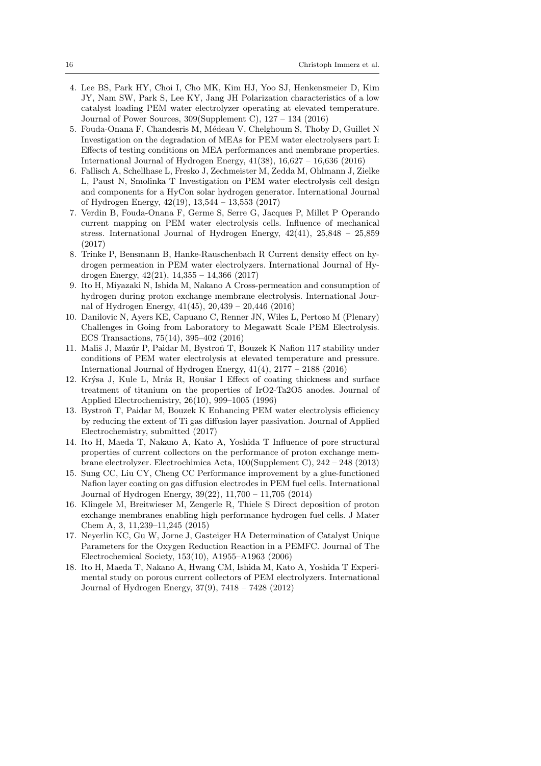4. Lee BS, Park HY, Choi I, Cho MK, Kim HJ, Yoo SJ, Henkensmeier D, Kim JY, Nam SW, Park S, Lee KY, Jang JH Polarization characteristics of a low catalyst loading PEM water electrolyzer operating at elevated temperature. Journal of Power Sources, 309(Supplement C), 127 – 134 (2016)
5. Fouda-Onana F, Chandesris M, Médeau V, Chelghoum S, Thoby D, Guillet N Investigation on the degradation of MEAs for PEM water electrolysers part I: Effects of testing conditions on MEA performances and membrane properties. International Journal of Hydrogen Energy, 41(38), 16,627 – 16,636 (2016)
6. Fallisch A, Schellhase L, Fresko J, Zechmeister M, Zedda M, Ohlmann J, Zielke L, Paust N, Smolinka T Investigation on PEM water electrolysis cell design and components for a HyCon solar hydrogen generator. International Journal of Hydrogen Energy, 42(19), 13,544 – 13,553 (2017)
7. Verdin B, Fouda-Onana F, Germe S, Serre G, Jacques P, Millet P Operando current mapping on PEM water electrolysis cells. Influence of mechanical stress. International Journal of Hydrogen Energy, 42(41), 25,848 – 25,859 (2017)
8. Trinke P, Bensmann B, Hanke-Rauschenbach R Current density effect on hydrogen permeation in PEM water electrolyzers. International Journal of Hydrogen Energy, 42(21), 14,355 – 14,366 (2017)
9. Ito H, Miyazaki N, Ishida M, Nakano A Cross-permeation and consumption of hydrogen during proton exchange membrane electrolysis. International Journal of Hydrogen Energy, 41(45), 20,439 – 20,446 (2016)
10. Danilovic N, Ayers KE, Capuano C, Renner JN, Wiles L, Pertoso M (Plenary) Challenges in Going from Laboratory to Megawatt Scale PEM Electrolysis. ECS Transactions, 75(14), 395–402 (2016)
11. Mališ J, Mazúr P, Paidar M, Bystroň T, Bouzek K Nafion 117 stability under conditions of PEM water electrolysis at elevated temperature and pressure. International Journal of Hydrogen Energy, 41(4), 2177 – 2188 (2016)
12. Krýsa J, Kule L, Mráz R, Roušar I Effect of coating thickness and surface treatment of titanium on the properties of IrO2-Ta2O5 anodes. Journal of Applied Electrochemistry, 26(10), 999–1005 (1996)
13. Bystroň T, Paidar M, Bouzek K Enhancing PEM water electrolysis efficiency by reducing the extent of Ti gas diffusion layer passivation. Journal of Applied Electrochemistry, submitted (2017)
14. Ito H, Maeda T, Nakano A, Kato A, Yoshida T Influence of pore structural properties of current collectors on the performance of proton exchange membrane electrolyzer. Electrochimica Acta, 100(Supplement C), 242 – 248 (2013)
15. Sung CC, Liu CY, Cheng CC Performance improvement by a glue-functioned Nafion layer coating on gas diffusion electrodes in PEM fuel cells. International Journal of Hydrogen Energy, 39(22), 11,700 – 11,705 (2014)
16. Klingele M, Breitwieser M, Zengerle R, Thiele S Direct deposition of proton exchange membranes enabling high performance hydrogen fuel cells. J Mater Chem A, 3, 11,239–11,245 (2015)
17. Neyerlin KC, Gu W, Jorne J, Gasteiger HA Determination of Catalyst Unique Parameters for the Oxygen Reduction Reaction in a PEMFC. Journal of The Electrochemical Society, 153(10), A1955–A1963 (2006)
18. Ito H, Maeda T, Nakano A, Hwang CM, Ishida M, Kato A, Yoshida T Experimental study on porous current collectors of PEM electrolyzers. International Journal of Hydrogen Energy, 37(9), 7418 – 7428 (2012)